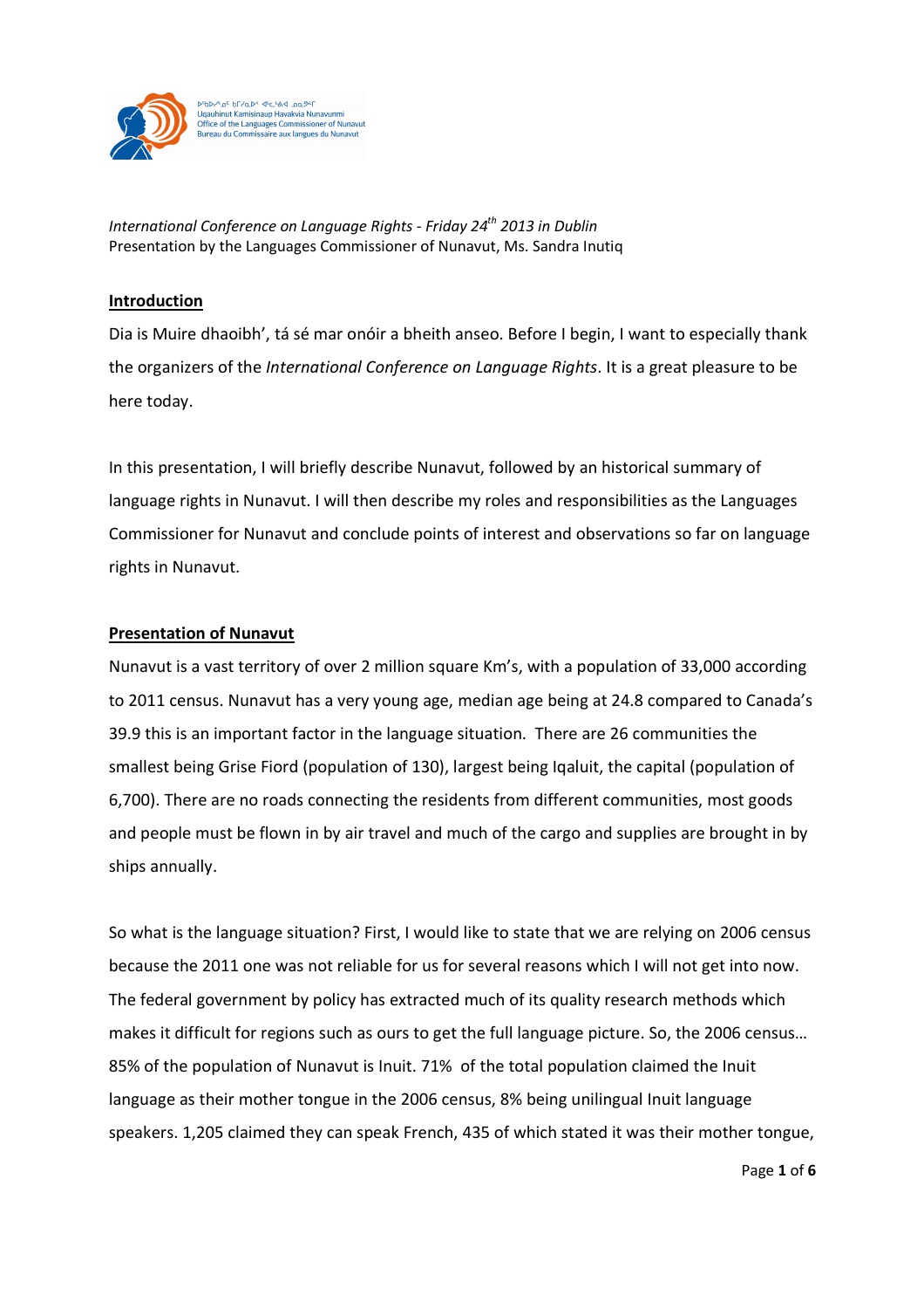*International Conference on Language Rights - Friday 24th 2013 in Dublin*
Presentation by the Languages Commissioner of Nunavut, Ms. Sandra Inutiq

## Introduction

Dia is Muire dhaoibh', tá sé mar onóir a bheith anseo. Before I begin, I want to especially thank the organizers of the *International Conference on Language Rights*. It is a great pleasure to be here today.

In this presentation, I will briefly describe Nunavut, followed by an historical summary of language rights in Nunavut. I will then describe my roles and responsibilities as the Languages Commissioner for Nunavut and conclude points of interest and observations so far on language rights in Nunavut.

## Presentation of Nunavut

Nunavut is a vast territory of over 2 million square Km's, with a population of 33,000 according to 2011 census. Nunavut has a very young age, median age being at 24.8 compared to Canada's 39.9 this is an important factor in the language situation. There are 26 communities the smallest being Grise Fiord (population of 130), largest being Iqaluit, the capital (population of 6,700). There are no roads connecting the residents from different communities, most goods and people must be flown in by air travel and much of the cargo and supplies are brought in by ships annually.

So what is the language situation? First, I would like to state that we are relying on 2006 census because the 2011 one was not reliable for us for several reasons which I will not get into now. The federal government by policy has extracted much of its quality research methods which makes it difficult for regions such as ours to get the full language picture. So, the 2006 census… 85% of the population of Nunavut is Inuit. 71% of the total population claimed the Inuit language as their mother tongue in the 2006 census, 8% being unilingual Inuit language speakers. 1,205 claimed they can speak French, 435 of which stated it was their mother tongue,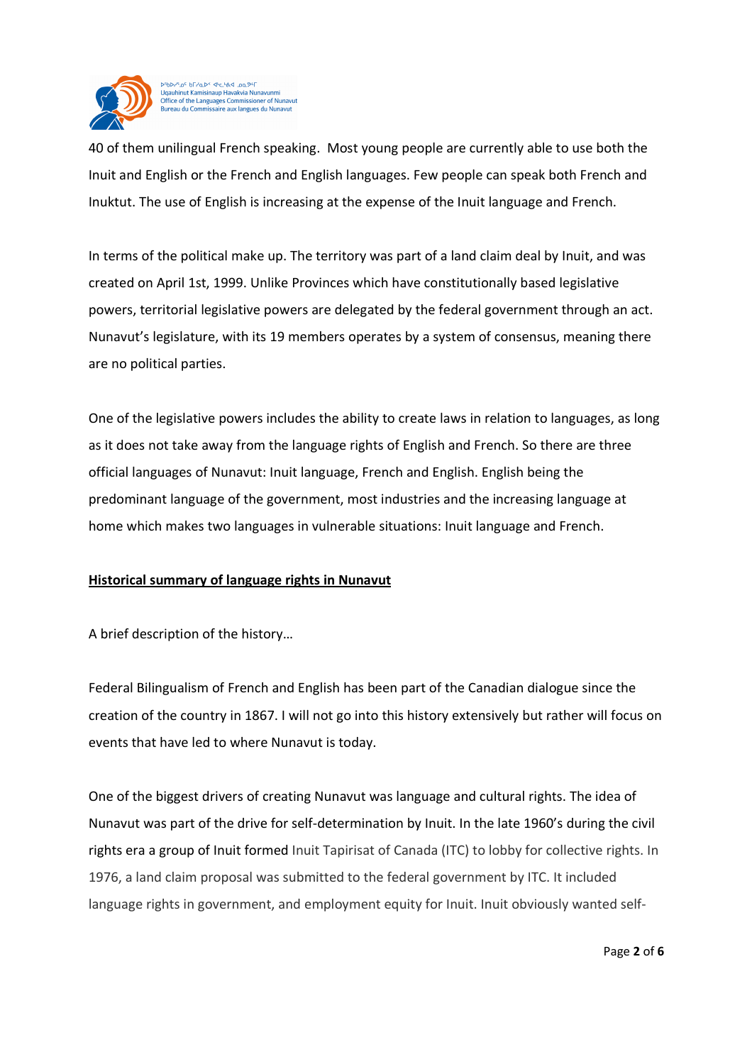40 of them unilingual French speaking.  Most young people are currently able to use both the Inuit and English or the French and English languages. Few people can speak both French and Inuktut. The use of English is increasing at the expense of the Inuit language and French.

In terms of the political make up. The territory was part of a land claim deal by Inuit, and was created on April 1st, 1999. Unlike Provinces which have constitutionally based legislative powers, territorial legislative powers are delegated by the federal government through an act. Nunavut's legislature, with its 19 members operates by a system of consensus, meaning there are no political parties.

One of the legislative powers includes the ability to create laws in relation to languages, as long as it does not take away from the language rights of English and French. So there are three official languages of Nunavut: Inuit language, French and English. English being the predominant language of the government, most industries and the increasing language at home which makes two languages in vulnerable situations: Inuit language and French.

**Historical summary of language rights in Nunavut**

A brief description of the history…

Federal Bilingualism of French and English has been part of the Canadian dialogue since the creation of the country in 1867. I will not go into this history extensively but rather will focus on events that have led to where Nunavut is today.

One of the biggest drivers of creating Nunavut was language and cultural rights. The idea of Nunavut was part of the drive for self-determination by Inuit. In the late 1960's during the civil rights era a group of Inuit formed Inuit Tapirisat of Canada (ITC) to lobby for collective rights. In 1976, a land claim proposal was submitted to the federal government by ITC. It included language rights in government, and employment equity for Inuit. Inuit obviously wanted self-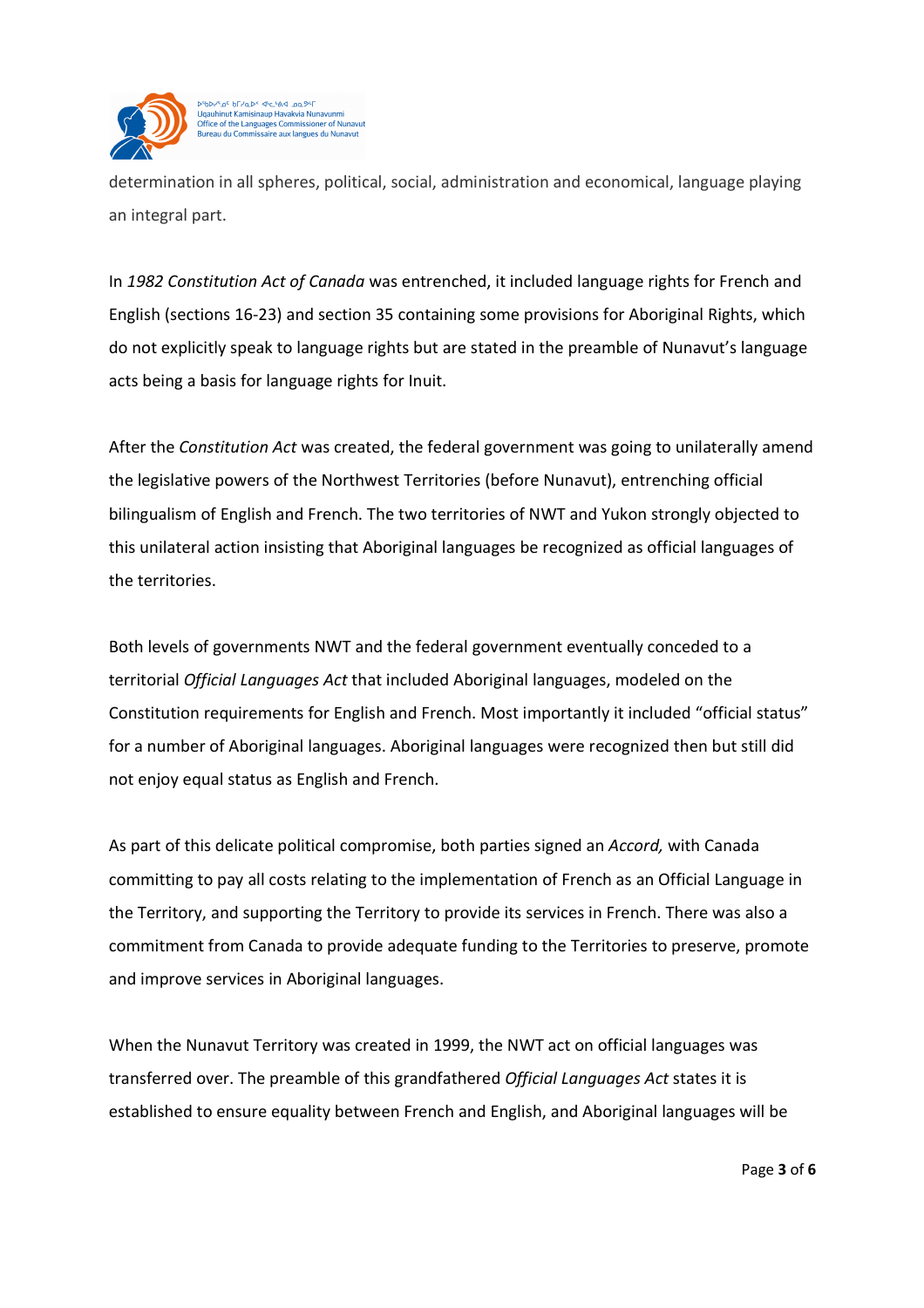determination in all spheres, political, social, administration and economical, language playing an integral part.

In *1982 Constitution Act of Canada* was entrenched, it included language rights for French and English (sections 16-23) and section 35 containing some provisions for Aboriginal Rights, which do not explicitly speak to language rights but are stated in the preamble of Nunavut's language acts being a basis for language rights for Inuit.

After the *Constitution Act* was created, the federal government was going to unilaterally amend the legislative powers of the Northwest Territories (before Nunavut), entrenching official bilingualism of English and French. The two territories of NWT and Yukon strongly objected to this unilateral action insisting that Aboriginal languages be recognized as official languages of the territories.

Both levels of governments NWT and the federal government eventually conceded to a territorial *Official Languages Act* that included Aboriginal languages, modeled on the Constitution requirements for English and French. Most importantly it included "official status" for a number of Aboriginal languages. Aboriginal languages were recognized then but still did not enjoy equal status as English and French.

As part of this delicate political compromise, both parties signed an *Accord,* with Canada committing to pay all costs relating to the implementation of French as an Official Language in the Territory, and supporting the Territory to provide its services in French. There was also a commitment from Canada to provide adequate funding to the Territories to preserve, promote and improve services in Aboriginal languages.

When the Nunavut Territory was created in 1999, the NWT act on official languages was transferred over. The preamble of this grandfathered *Official Languages Act* states it is established to ensure equality between French and English, and Aboriginal languages will be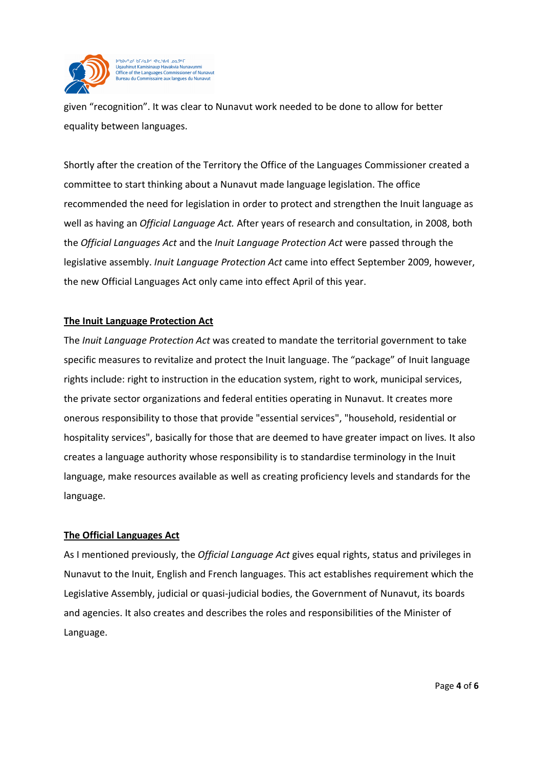given “recognition”. It was clear to Nunavut work needed to be done to allow for better equality between languages.

Shortly after the creation of the Territory the Office of the Languages Commissioner created a committee to start thinking about a Nunavut made language legislation. The office recommended the need for legislation in order to protect and strengthen the Inuit language as well as having an *Official Language Act.* After years of research and consultation, in 2008, both the *Official Languages Act* and the *Inuit Language Protection Act* were passed through the legislative assembly. *Inuit Language Protection Act* came into effect September 2009, however, the new Official Languages Act only came into effect April of this year.

**The Inuit Language Protection Act**

The *Inuit Language Protection Act* was created to mandate the territorial government to take specific measures to revitalize and protect the Inuit language. The “package” of Inuit language rights include: right to instruction in the education system, right to work, municipal services, the private sector organizations and federal entities operating in Nunavut. It creates more onerous responsibility to those that provide "essential services", "household, residential or hospitality services", basically for those that are deemed to have greater impact on lives. It also creates a language authority whose responsibility is to standardise terminology in the Inuit language, make resources available as well as creating proficiency levels and standards for the language.

**The Official Languages Act**

As I mentioned previously, the *Official Language Act* gives equal rights, status and privileges in Nunavut to the Inuit, English and French languages. This act establishes requirement which the Legislative Assembly, judicial or quasi-judicial bodies, the Government of Nunavut, its boards and agencies. It also creates and describes the roles and responsibilities of the Minister of Language.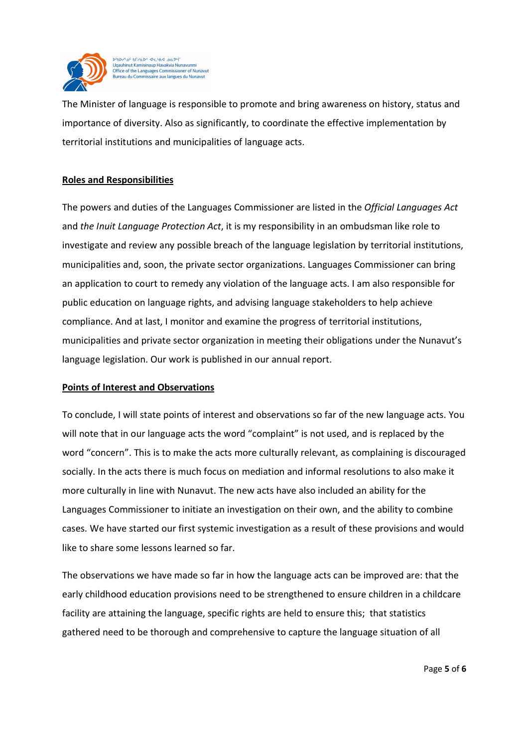The Minister of language is responsible to promote and bring awareness on history, status and importance of diversity. Also as significantly, to coordinate the effective implementation by territorial institutions and municipalities of language acts.

**Roles and Responsibilities**

The powers and duties of the Languages Commissioner are listed in the *Official Languages Act* and *the Inuit Language Protection Act*, it is my responsibility in an ombudsman like role to investigate and review any possible breach of the language legislation by territorial institutions, municipalities and, soon, the private sector organizations. Languages Commissioner can bring an application to court to remedy any violation of the language acts. I am also responsible for public education on language rights, and advising language stakeholders to help achieve compliance. And at last, I monitor and examine the progress of territorial institutions, municipalities and private sector organization in meeting their obligations under the Nunavut's language legislation. Our work is published in our annual report.

**Points of Interest and Observations**

To conclude, I will state points of interest and observations so far of the new language acts. You will note that in our language acts the word "complaint" is not used, and is replaced by the word "concern". This is to make the acts more culturally relevant, as complaining is discouraged socially. In the acts there is much focus on mediation and informal resolutions to also make it more culturally in line with Nunavut. The new acts have also included an ability for the Languages Commissioner to initiate an investigation on their own, and the ability to combine cases. We have started our first systemic investigation as a result of these provisions and would like to share some lessons learned so far.

The observations we have made so far in how the language acts can be improved are: that the early childhood education provisions need to be strengthened to ensure children in a childcare facility are attaining the language, specific rights are held to ensure this; that statistics gathered need to be thorough and comprehensive to capture the language situation of all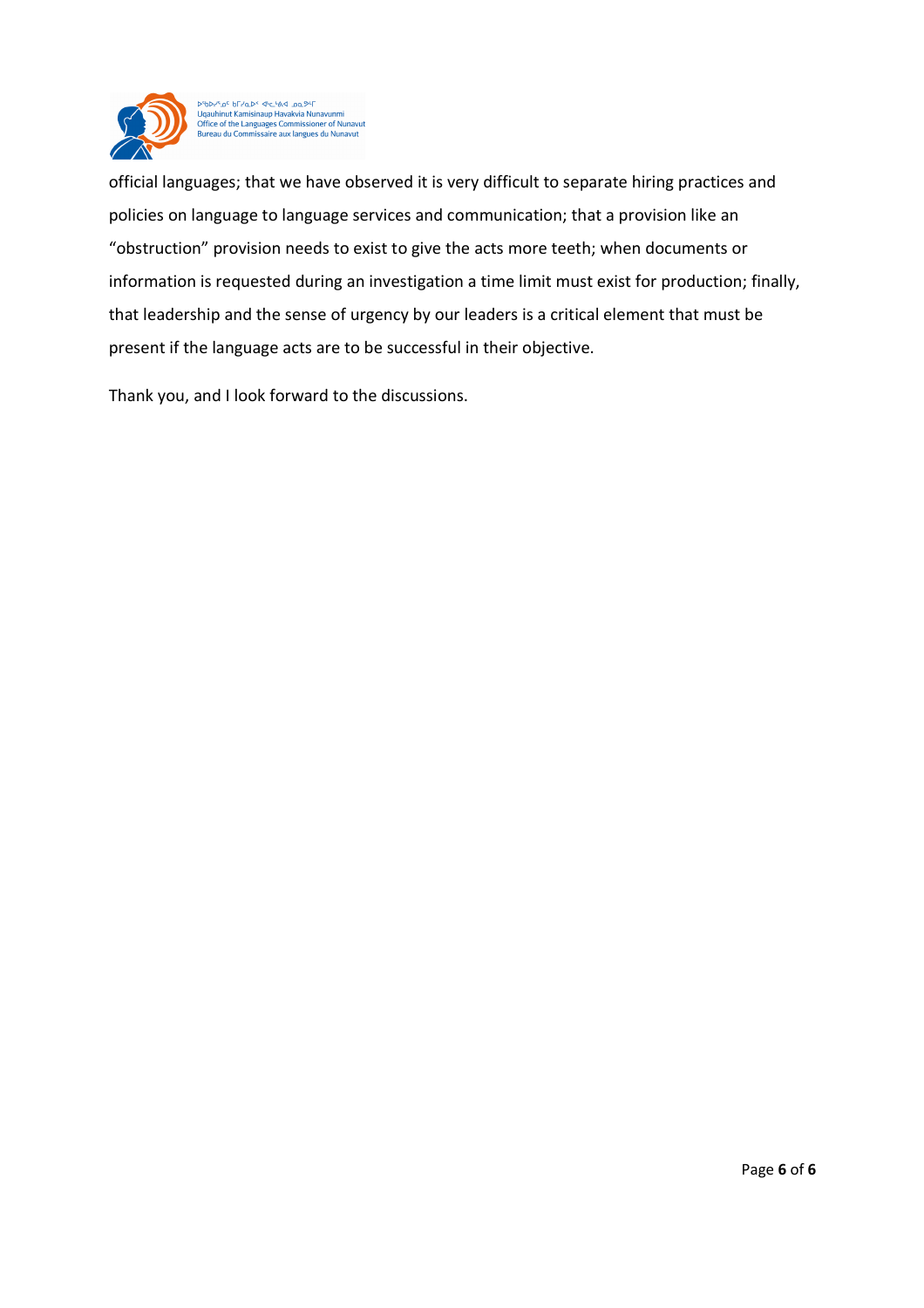official languages; that we have observed it is very difficult to separate hiring practices and policies on language to language services and communication; that a provision like an "obstruction" provision needs to exist to give the acts more teeth; when documents or information is requested during an investigation a time limit must exist for production; finally, that leadership and the sense of urgency by our leaders is a critical element that must be present if the language acts are to be successful in their objective.

Thank you, and I look forward to the discussions.